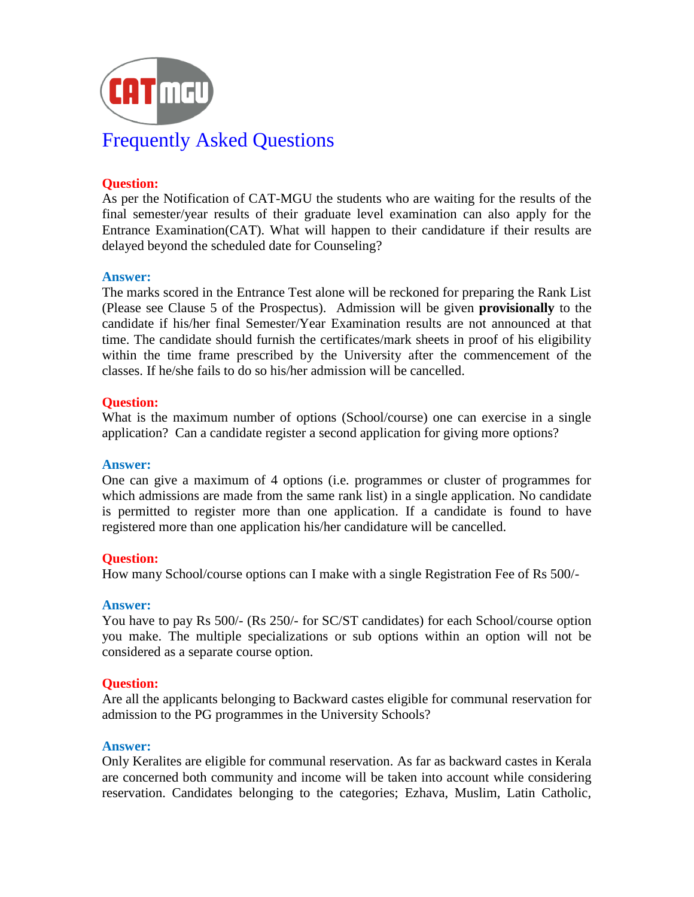CAT MGU

# Frequently Asked Questions

**Question:**
As per the Notification of CAT-MGU the students who are waiting for the results of the final semester/year results of their graduate level examination can also apply for the Entrance Examination(CAT). What will happen to their candidature if their results are delayed beyond the scheduled date for Counseling?

**Answer:**
The marks scored in the Entrance Test alone will be reckoned for preparing the Rank List (Please see Clause 5 of the Prospectus). Admission will be given **provisionally** to the candidate if his/her final Semester/Year Examination results are not announced at that time. The candidate should furnish the certificates/mark sheets in proof of his eligibility within the time frame prescribed by the University after the commencement of the classes. If he/she fails to do so his/her admission will be cancelled.

**Question:**
What is the maximum number of options (School/course) one can exercise in a single application? Can a candidate register a second application for giving more options?

**Answer:**
One can give a maximum of 4 options (i.e. programmes or cluster of programmes for which admissions are made from the same rank list) in a single application. No candidate is permitted to register more than one application. If a candidate is found to have registered more than one application his/her candidature will be cancelled.

**Question:**
How many School/course options can I make with a single Registration Fee of Rs 500/-

**Answer:**
You have to pay Rs 500/- (Rs 250/- for SC/ST candidates) for each School/course option you make. The multiple specializations or sub options within an option will not be considered as a separate course option.

**Question:**
Are all the applicants belonging to Backward castes eligible for communal reservation for admission to the PG programmes in the University Schools?

**Answer:**
Only Keralites are eligible for communal reservation. As far as backward castes in Kerala are concerned both community and income will be taken into account while considering reservation. Candidates belonging to the categories; Ezhava, Muslim, Latin Catholic,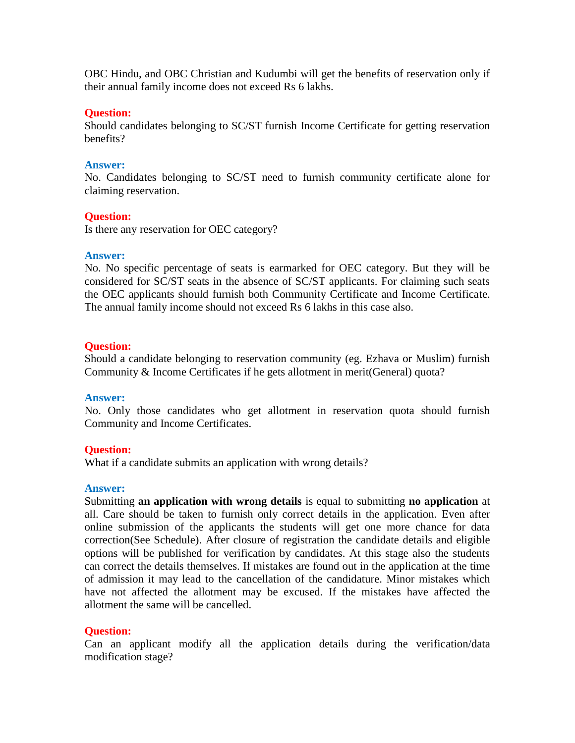OBC Hindu, and OBC Christian and Kudumbi will get the benefits of reservation only if their annual family income does not exceed Rs 6 lakhs.

**Question:**
Should candidates belonging to SC/ST furnish Income Certificate for getting reservation benefits?

**Answer:**
No. Candidates belonging to SC/ST need to furnish community certificate alone for claiming reservation.

**Question:**
Is there any reservation for OEC category?

**Answer:**
No. No specific percentage of seats is earmarked for OEC category. But they will be considered for SC/ST seats in the absence of SC/ST applicants. For claiming such seats the OEC applicants should furnish both Community Certificate and Income Certificate. The annual family income should not exceed Rs 6 lakhs in this case also.

**Question:**
Should a candidate belonging to reservation community (eg. Ezhava or Muslim) furnish Community & Income Certificates if he gets allotment in merit(General) quota?

**Answer:**
No. Only those candidates who get allotment in reservation quota should furnish Community and Income Certificates.

**Question:**
What if a candidate submits an application with wrong details?

**Answer:**
Submitting **an application with wrong details** is equal to submitting **no application** at all. Care should be taken to furnish only correct details in the application. Even after online submission of the applicants the students will get one more chance for data correction(See Schedule). After closure of registration the candidate details and eligible options will be published for verification by candidates. At this stage also the students can correct the details themselves. If mistakes are found out in the application at the time of admission it may lead to the cancellation of the candidature. Minor mistakes which have not affected the allotment may be excused. If the mistakes have affected the allotment the same will be cancelled.

**Question:**
Can an applicant modify all the application details during the verification/data modification stage?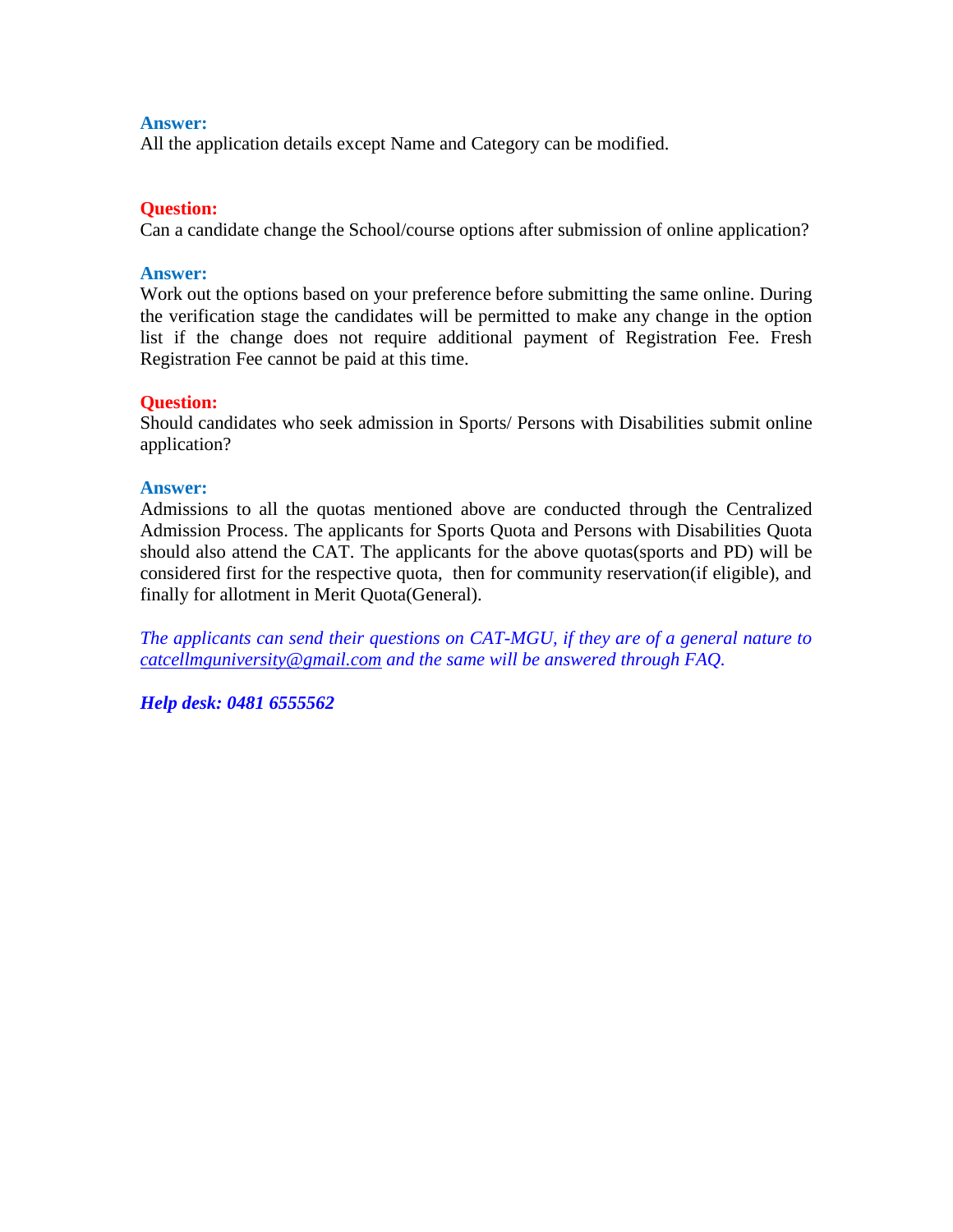**Answer:**
All the application details except Name and Category can be modified.

**Question:**
Can a candidate change the School/course options after submission of online application?

**Answer:**
Work out the options based on your preference before submitting the same online. During the verification stage the candidates will be permitted to make any change in the option list if the change does not require additional payment of Registration Fee. Fresh Registration Fee cannot be paid at this time.

**Question:**
Should candidates who seek admission in Sports/ Persons with Disabilities submit online application?

**Answer:**
Admissions to all the quotas mentioned above are conducted through the Centralized Admission Process. The applicants for Sports Quota and Persons with Disabilities Quota should also attend the CAT. The applicants for the above quotas(sports and PD) will be considered first for the respective quota, then for community reservation(if eligible), and finally for allotment in Merit Quota(General).

*The applicants can send their questions on CAT-MGU, if they are of a general nature to catcellmguniversity@gmail.com and the same will be answered through FAQ.*

***Help desk: 0481 6555562***